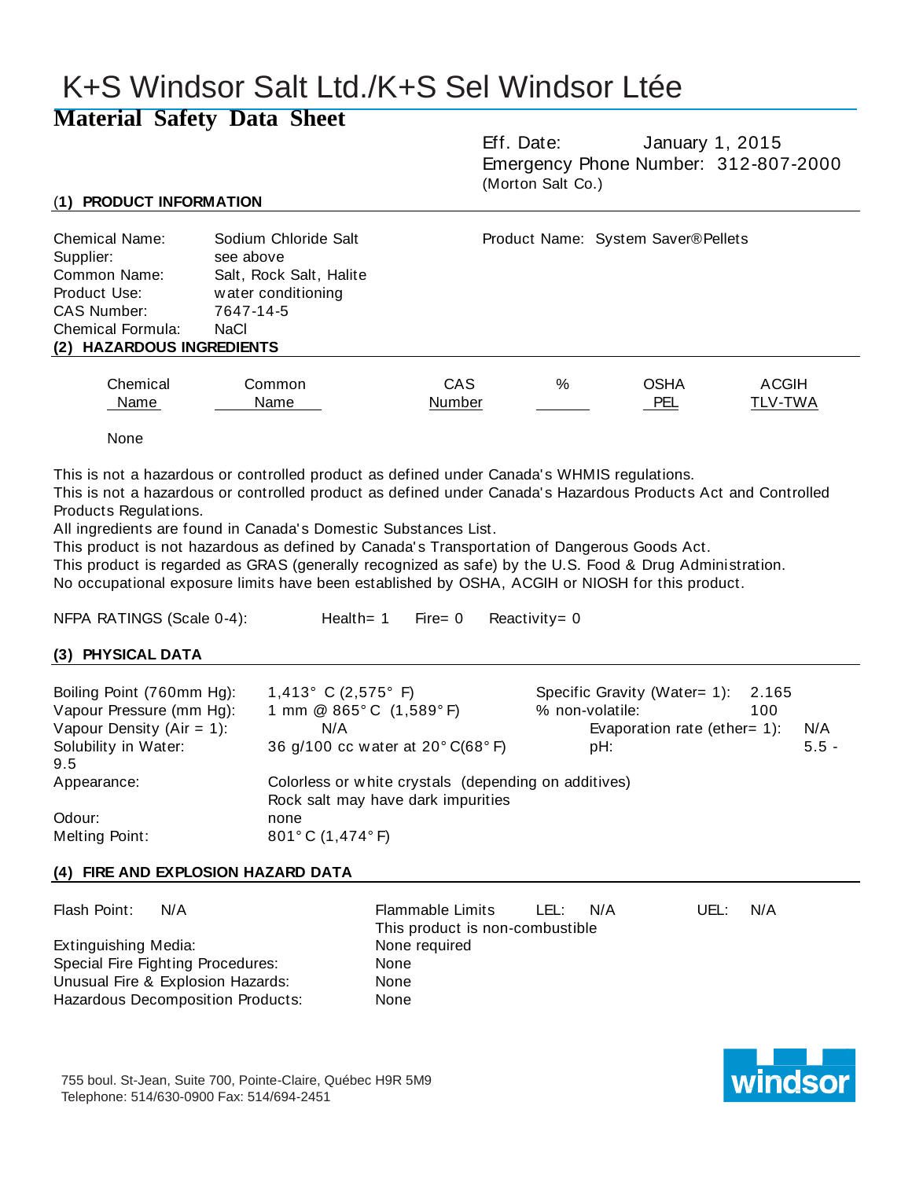# K+S Windsor Salt Ltd./K+S Sel Windsor Ltée

## Material Safety Data Sheet

Eff. Date: January 1, 2015
Emergency Phone Number: 312-807-2000
(Morton Salt Co.)

### (1) PRODUCT INFORMATION

Chemical Name: Sodium Chloride Salt
Supplier: see above
Common Name: Salt, Rock Salt, Halite
Product Use: water conditioning
CAS Number: 7647-14-5
Chemical Formula: NaCl

Product Name: System Saver® Pellets

### (2) HAZARDOUS INGREDIENTS

| Chemical Name | Common Name | CAS Number | % | OSHA PEL | ACGIH TLV-TWA |
|---|---|---|---|---|---|
| None | | | | | |

This is not a hazardous or controlled product as defined under Canada's WHMIS regulations.
This is not a hazardous or controlled product as defined under Canada's Hazardous Products Act and Controlled Products Regulations.
All ingredients are found in Canada's Domestic Substances List.
This product is not hazardous as defined by Canada's Transportation of Dangerous Goods Act.
This product is regarded as GRAS (generally recognized as safe) by the U.S. Food & Drug Administration.
No occupational exposure limits have been established by OSHA, ACGIH or NIOSH for this product.

NFPA RATINGS (Scale 0-4): Health= 1 Fire= 0 Reactivity= 0

### (3) PHYSICAL DATA

Boiling Point (760mm Hg): 1,413° C (2,575° F)
Vapour Pressure (mm Hg): 1 mm @ 865° C (1,589° F)
Vapour Density (Air = 1): N/A
Solubility in Water: 36 g/100 cc water at 20° C(68° F)
Appearance: Colorless or white crystals (depending on additives)
Rock salt may have dark impurities
Odour: none
Melting Point: 801° C (1,474° F)

Specific Gravity (Water= 1): 2.165
% non-volatile: 100
Evaporation rate (ether= 1): N/A
pH: 5.5 - 9.5

### (4) FIRE AND EXPLOSION HAZARD DATA

Flash Point: N/A
Flammable Limits LEL: N/A UEL: N/A
This product is non-combustible

Extinguishing Media: None required
Special Fire Fighting Procedures: None
Unusual Fire & Explosion Hazards: None
Hazardous Decomposition Products: None

755 boul. St-Jean, Suite 700, Pointe-Claire, Québec H9R 5M9
Telephone: 514/630-0900 Fax: 514/694-2451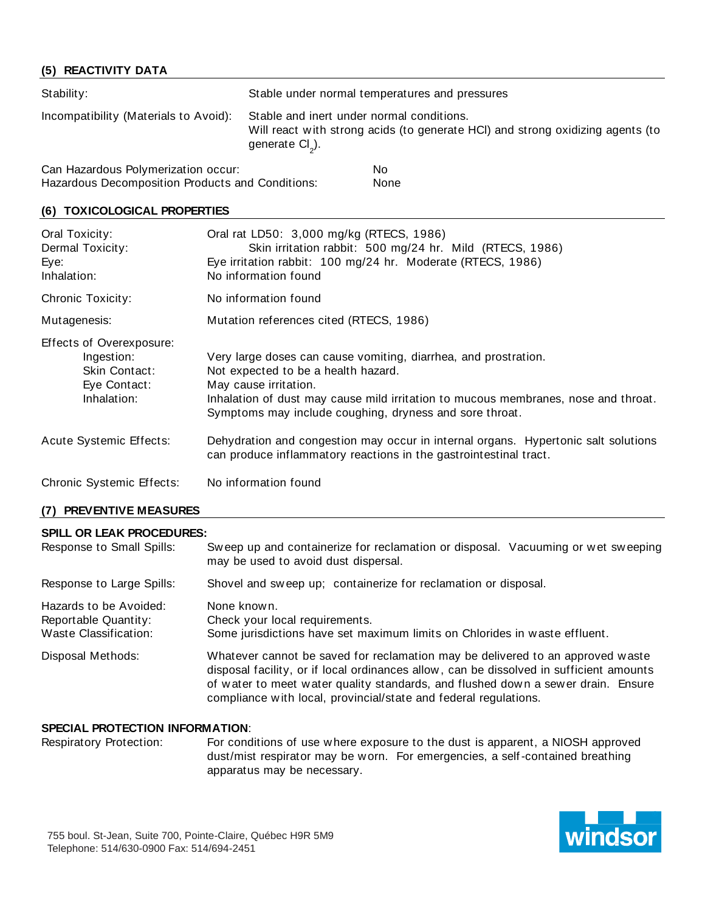## (5) REACTIVITY DATA

Stability: Stable under normal temperatures and pressures

Incompatibility (Materials to Avoid): Stable and inert under normal conditions. Will react with strong acids (to generate HCl) and strong oxidizing agents (to generate $Cl_2$).

Can Hazardous Polymerization occur: No

Hazardous Decomposition Products and Conditions: None

## (6) TOXICOLOGICAL PROPERTIES

Oral Toxicity: Oral rat LD50: 3,000 mg/kg (RTECS, 1986)

Dermal Toxicity: Skin irritation rabbit: 500 mg/24 hr. Mild (RTECS, 1986)

Eye: Eye irritation rabbit: 100 mg/24 hr. Moderate (RTECS, 1986)

Inhalation: No information found

Chronic Toxicity: No information found

Mutagenesis: Mutation references cited (RTECS, 1986)

Effects of Overexposure:

- Ingestion: Very large doses can cause vomiting, diarrhea, and prostration.
- Skin Contact: Not expected to be a health hazard.
- Eye Contact: May cause irritation.
- Inhalation: Inhalation of dust may cause mild irritation to mucous membranes, nose and throat. Symptoms may include coughing, dryness and sore throat.

Acute Systemic Effects: Dehydration and congestion may occur in internal organs. Hypertonic salt solutions can produce inflammatory reactions in the gastrointestinal tract.

Chronic Systemic Effects: No information found

## (7) PREVENTIVE MEASURES

**SPILL OR LEAK PROCEDURES:**

Response to Small Spills: Sweep up and containerize for reclamation or disposal. Vacuuming or wet sweeping may be used to avoid dust dispersal.

Response to Large Spills: Shovel and sweep up; containerize for reclamation or disposal.

Hazards to be Avoided: None known.

Reportable Quantity: Check your local requirements.

Waste Classification: Some jurisdictions have set maximum limits on Chlorides in waste effluent.

Disposal Methods: Whatever cannot be saved for reclamation may be delivered to an approved waste disposal facility, or if local ordinances allow, can be dissolved in sufficient amounts of water to meet water quality standards, and flushed down a sewer drain. Ensure compliance with local, provincial/state and federal regulations.

**SPECIAL PROTECTION INFORMATION**:

Respiratory Protection: For conditions of use where exposure to the dust is apparent, a NIOSH approved dust/mist respirator may be worn. For emergencies, a self-contained breathing apparatus may be necessary.

755 boul. St-Jean, Suite 700, Pointe-Claire, Québec H9R 5M9
Telephone: 514/630-0900 Fax: 514/694-2451

windsor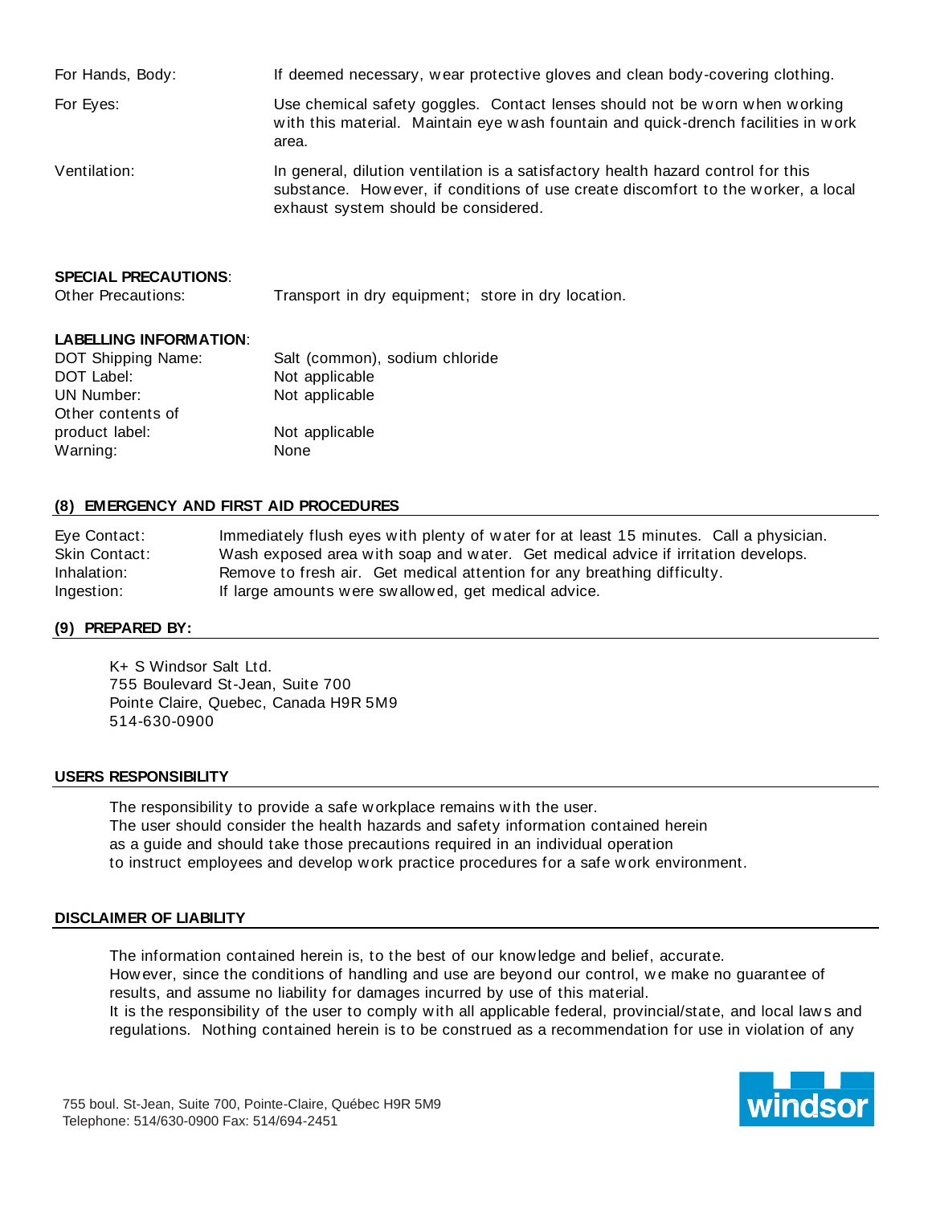For Hands, Body: If deemed necessary, wear protective gloves and clean body-covering clothing.

For Eyes: Use chemical safety goggles. Contact lenses should not be worn when working with this material. Maintain eye wash fountain and quick-drench facilities in work area.

Ventilation: In general, dilution ventilation is a satisfactory health hazard control for this substance. However, if conditions of use create discomfort to the worker, a local exhaust system should be considered.

**SPECIAL PRECAUTIONS**:

Other Precautions: Transport in dry equipment; store in dry location.

**LABELLING INFORMATION**:

DOT Shipping Name: Salt (common), sodium chloride
DOT Label: Not applicable
UN Number: Not applicable
Other contents of product label: Not applicable
Warning: None

## (8) EMERGENCY AND FIRST AID PROCEDURES

Eye Contact: Immediately flush eyes with plenty of water for at least 15 minutes. Call a physician.
Skin Contact: Wash exposed area with soap and water. Get medical advice if irritation develops.
Inhalation: Remove to fresh air. Get medical attention for any breathing difficulty.
Ingestion: If large amounts were swallowed, get medical advice.

## (9) PREPARED BY:

K+ S Windsor Salt Ltd.
755 Boulevard St-Jean, Suite 700
Pointe Claire, Quebec, Canada H9R 5M9
514-630-0900

## USERS RESPONSIBILITY

The responsibility to provide a safe workplace remains with the user.
The user should consider the health hazards and safety information contained herein as a guide and should take those precautions required in an individual operation to instruct employees and develop work practice procedures for a safe work environment.

## DISCLAIMER OF LIABILITY

The information contained herein is, to the best of our knowledge and belief, accurate.
However, since the conditions of handling and use are beyond our control, we make no guarantee of results, and assume no liability for damages incurred by use of this material.
It is the responsibility of the user to comply with all applicable federal, provincial/state, and local laws and regulations. Nothing contained herein is to be construed as a recommendation for use in violation of any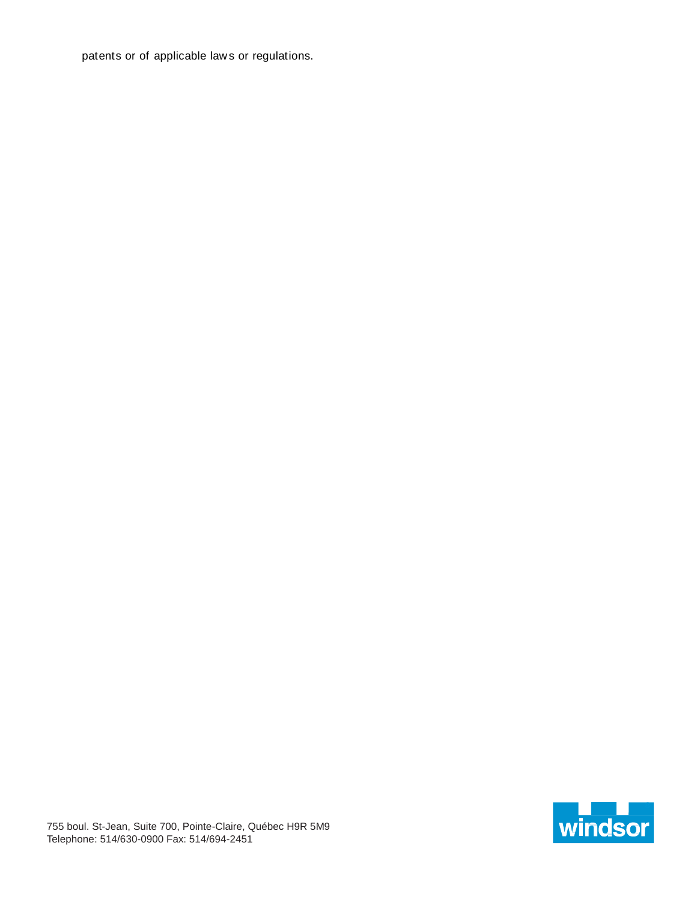patents or of applicable laws or regulations.

755 boul. St-Jean, Suite 700, Pointe-Claire, Québec H9R 5M9
Telephone: 514/630-0900 Fax: 514/694-2451

windsor